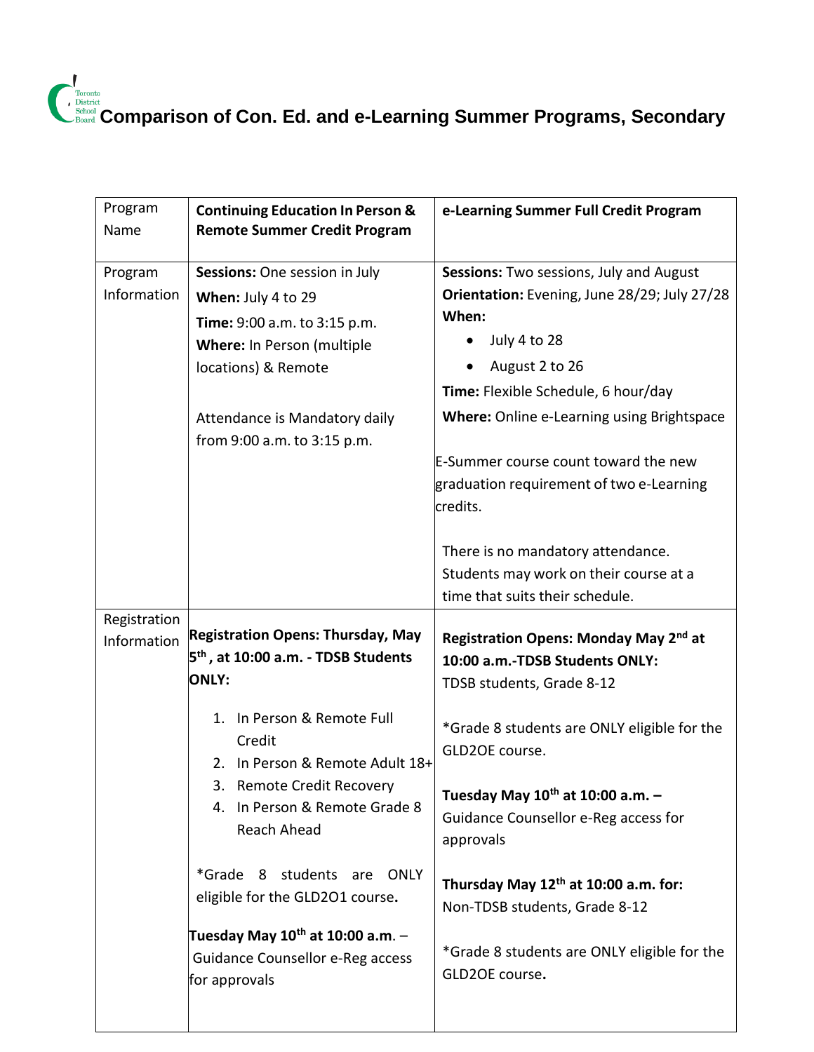# Comparison of Con. Ed. and e-Learning Summer Programs, Secondary

| Program Name | Continuing Education In Person & Remote Summer Credit Program | e-Learning Summer Full Credit Program |
|---|---|---|
| Program Information | **Sessions:** One session in July<br>**When:** July 4 to 29<br>**Time:** 9:00 a.m. to 3:15 p.m.<br>**Where:** In Person (multiple locations) & Remote<br><br>Attendance is Mandatory daily from 9:00 a.m. to 3:15 p.m. | **Sessions:** Two sessions, July and August<br>**Orientation:** Evening, June 28/29; July 27/28<br>**When:**<br>• July 4 to 28<br>• August 2 to 26<br>**Time:** Flexible Schedule, 6 hour/day<br>**Where:** Online e-Learning using Brightspace<br><br>E-Summer course count toward the new graduation requirement of two e-Learning credits.<br><br>There is no mandatory attendance. Students may work on their course at a time that suits their schedule. |
| Registration Information | **Registration Opens: Thursday, May 5th, at 10:00 a.m. - TDSB Students ONLY:**<br>1. In Person & Remote Full Credit<br>2. In Person & Remote Adult 18+<br>3. Remote Credit Recovery<br>4. In Person & Remote Grade 8 Reach Ahead<br><br>*Grade 8 students are ONLY eligible for the GLD2O1 course.<br><br>**Tuesday May 10th at 10:00 a.m.** – Guidance Counsellor e-Reg access for approvals | **Registration Opens: Monday May 2nd at 10:00 a.m.-TDSB Students ONLY:**<br>TDSB students, Grade 8-12<br><br>*Grade 8 students are ONLY eligible for the GLD2OE course.<br><br>**Tuesday May 10th at 10:00 a.m. –** Guidance Counsellor e-Reg access for approvals<br><br>**Thursday May 12th at 10:00 a.m. for:** Non-TDSB students, Grade 8-12<br><br>*Grade 8 students are ONLY eligible for the GLD2OE course. |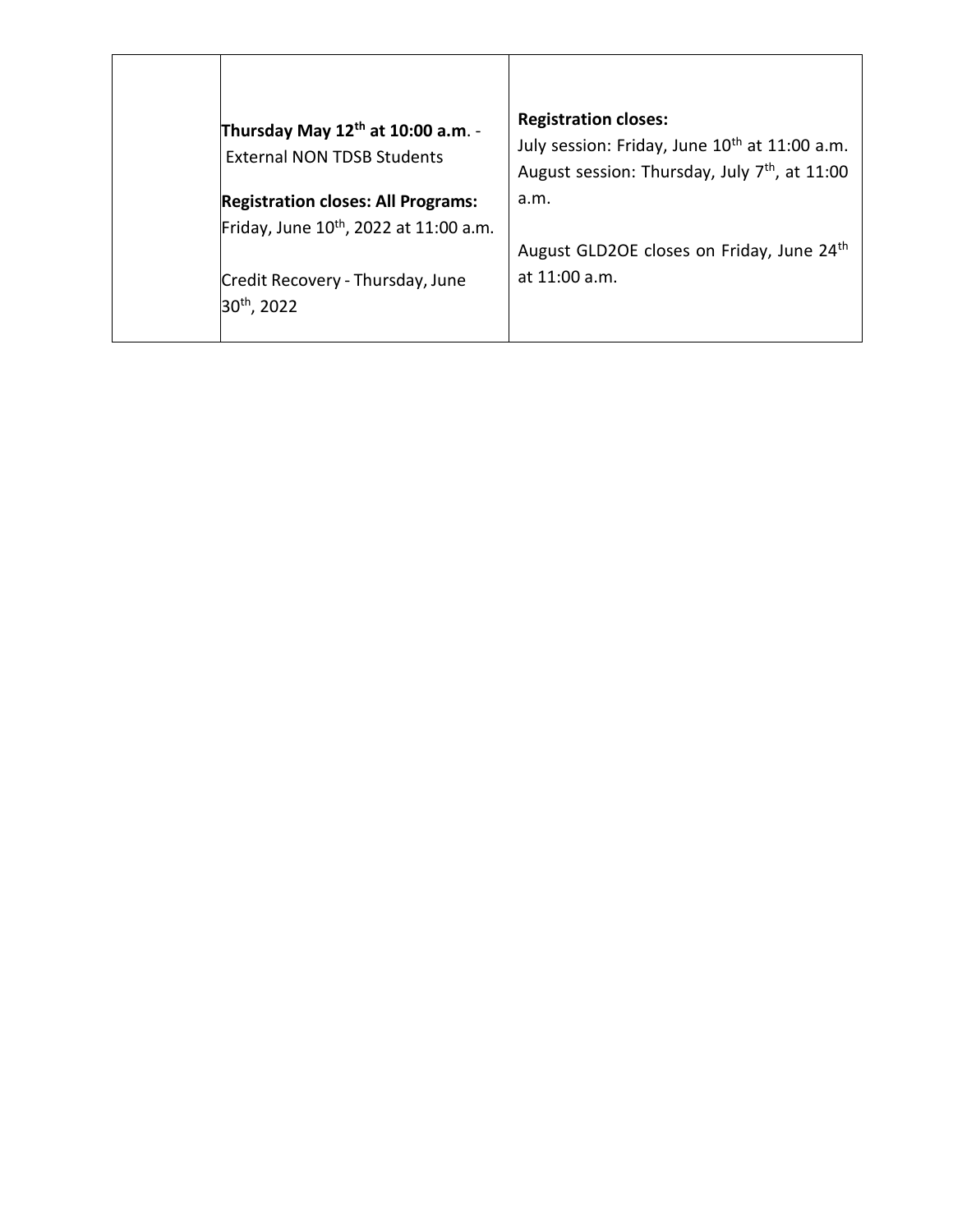| | | |
|---|---|---|
| | **Thursday May 12th at 10:00 a.m**. - External NON TDSB Students<br><br>**Registration closes: All Programs:** Friday, June 10th, 2022 at 11:00 a.m.<br><br>Credit Recovery - Thursday, June 30th, 2022 | **Registration closes:**<br>July session: Friday, June 10th at 11:00 a.m.<br>August session: Thursday, July 7th, at 11:00 a.m.<br><br>August GLD2OE closes on Friday, June 24th at 11:00 a.m. |